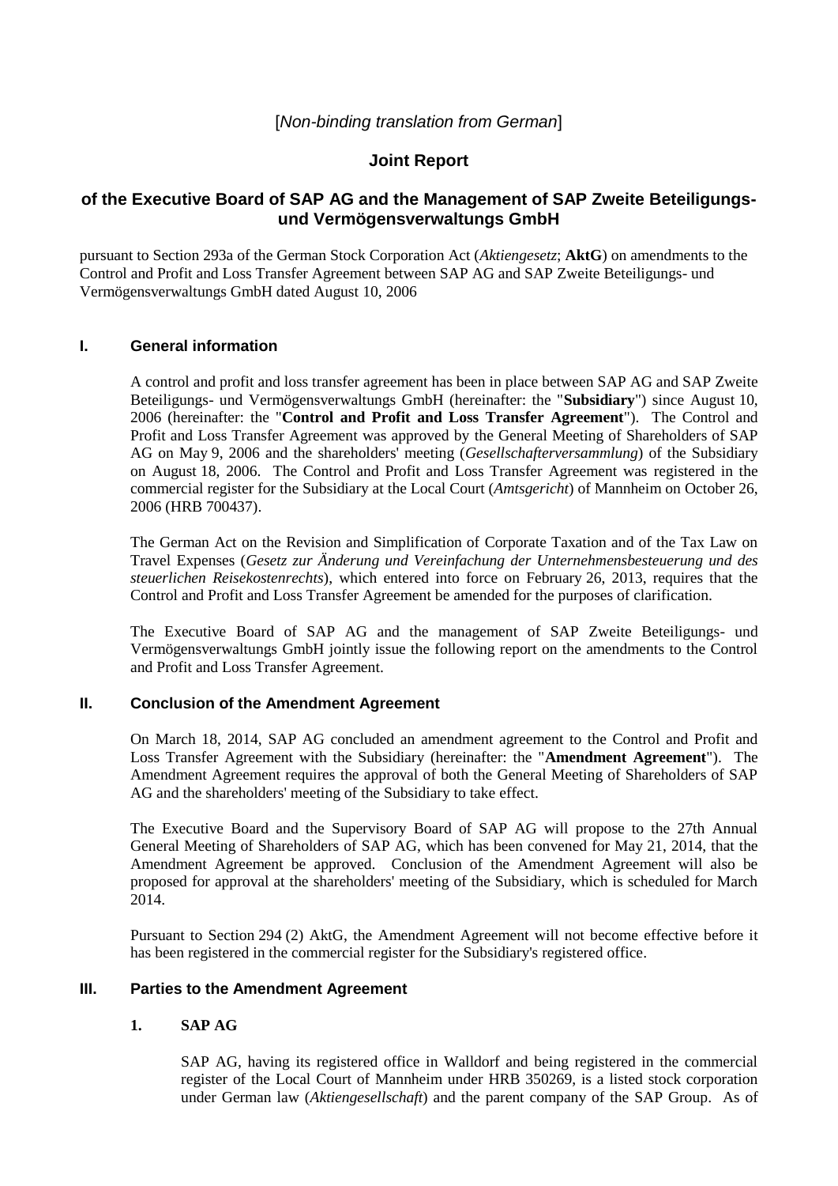[*Non-binding translation from German*]

# Joint Report

## of the Executive Board of SAP AG and the Management of SAP Zweite Beteiligungs- und Vermögensverwaltungs GmbH

pursuant to Section 293a of the German Stock Corporation Act (*Aktiengesetz*; **AktG**) on amendments to the Control and Profit and Loss Transfer Agreement between SAP AG and SAP Zweite Beteiligungs- und Vermögensverwaltungs GmbH dated August 10, 2006

### I. General information

A control and profit and loss transfer agreement has been in place between SAP AG and SAP Zweite Beteiligungs- und Vermögensverwaltungs GmbH (hereinafter: the "**Subsidiary**") since August 10, 2006 (hereinafter: the "**Control and Profit and Loss Transfer Agreement**"). The Control and Profit and Loss Transfer Agreement was approved by the General Meeting of Shareholders of SAP AG on May 9, 2006 and the shareholders' meeting (*Gesellschafterversammlung*) of the Subsidiary on August 18, 2006. The Control and Profit and Loss Transfer Agreement was registered in the commercial register for the Subsidiary at the Local Court (*Amtsgericht*) of Mannheim on October 26, 2006 (HRB 700437).

The German Act on the Revision and Simplification of Corporate Taxation and of the Tax Law on Travel Expenses (*Gesetz zur Änderung und Vereinfachung der Unternehmensbesteuerung und des steuerlichen Reisekostenrechts*), which entered into force on February 26, 2013, requires that the Control and Profit and Loss Transfer Agreement be amended for the purposes of clarification.

The Executive Board of SAP AG and the management of SAP Zweite Beteiligungs- und Vermögensverwaltungs GmbH jointly issue the following report on the amendments to the Control and Profit and Loss Transfer Agreement.

### II. Conclusion of the Amendment Agreement

On March 18, 2014, SAP AG concluded an amendment agreement to the Control and Profit and Loss Transfer Agreement with the Subsidiary (hereinafter: the "**Amendment Agreement**"). The Amendment Agreement requires the approval of both the General Meeting of Shareholders of SAP AG and the shareholders' meeting of the Subsidiary to take effect.

The Executive Board and the Supervisory Board of SAP AG will propose to the 27th Annual General Meeting of Shareholders of SAP AG, which has been convened for May 21, 2014, that the Amendment Agreement be approved. Conclusion of the Amendment Agreement will also be proposed for approval at the shareholders' meeting of the Subsidiary, which is scheduled for March 2014.

Pursuant to Section 294 (2) AktG, the Amendment Agreement will not become effective before it has been registered in the commercial register for the Subsidiary's registered office.

### III. Parties to the Amendment Agreement

#### 1. SAP AG

SAP AG, having its registered office in Walldorf and being registered in the commercial register of the Local Court of Mannheim under HRB 350269, is a listed stock corporation under German law (*Aktiengesellschaft*) and the parent company of the SAP Group. As of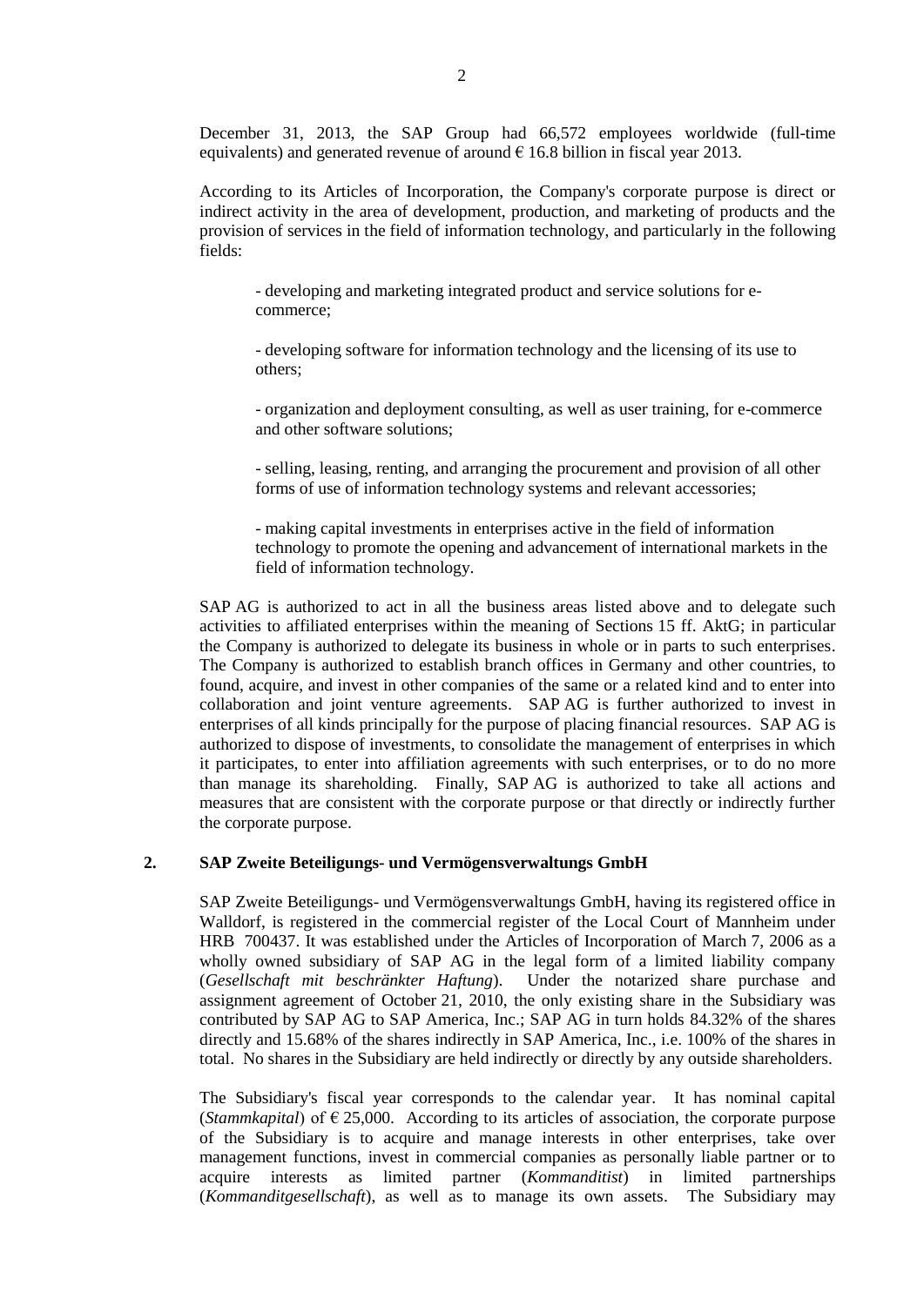December 31, 2013, the SAP Group had 66,572 employees worldwide (full-time equivalents) and generated revenue of around € 16.8 billion in fiscal year 2013.

According to its Articles of Incorporation, the Company's corporate purpose is direct or indirect activity in the area of development, production, and marketing of products and the provision of services in the field of information technology, and particularly in the following fields:

- developing and marketing integrated product and service solutions for e-commerce;

- developing software for information technology and the licensing of its use to others;

- organization and deployment consulting, as well as user training, for e-commerce and other software solutions;

- selling, leasing, renting, and arranging the procurement and provision of all other forms of use of information technology systems and relevant accessories;

- making capital investments in enterprises active in the field of information technology to promote the opening and advancement of international markets in the field of information technology.

SAP AG is authorized to act in all the business areas listed above and to delegate such activities to affiliated enterprises within the meaning of Sections 15 ff. AktG; in particular the Company is authorized to delegate its business in whole or in parts to such enterprises. The Company is authorized to establish branch offices in Germany and other countries, to found, acquire, and invest in other companies of the same or a related kind and to enter into collaboration and joint venture agreements. SAP AG is further authorized to invest in enterprises of all kinds principally for the purpose of placing financial resources. SAP AG is authorized to dispose of investments, to consolidate the management of enterprises in which it participates, to enter into affiliation agreements with such enterprises, or to do no more than manage its shareholding. Finally, SAP AG is authorized to take all actions and measures that are consistent with the corporate purpose or that directly or indirectly further the corporate purpose.

## 2. SAP Zweite Beteiligungs- und Vermögensverwaltungs GmbH

SAP Zweite Beteiligungs- und Vermögensverwaltungs GmbH, having its registered office in Walldorf, is registered in the commercial register of the Local Court of Mannheim under HRB 700437. It was established under the Articles of Incorporation of March 7, 2006 as a wholly owned subsidiary of SAP AG in the legal form of a limited liability company (*Gesellschaft mit beschränkter Haftung*). Under the notarized share purchase and assignment agreement of October 21, 2010, the only existing share in the Subsidiary was contributed by SAP AG to SAP America, Inc.; SAP AG in turn holds 84.32% of the shares directly and 15.68% of the shares indirectly in SAP America, Inc., i.e. 100% of the shares in total. No shares in the Subsidiary are held indirectly or directly by any outside shareholders.

The Subsidiary's fiscal year corresponds to the calendar year. It has nominal capital (*Stammkapital*) of € 25,000. According to its articles of association, the corporate purpose of the Subsidiary is to acquire and manage interests in other enterprises, take over management functions, invest in commercial companies as personally liable partner or to acquire interests as limited partner (*Kommanditist*) in limited partnerships (*Kommanditgesellschaft*), as well as to manage its own assets. The Subsidiary may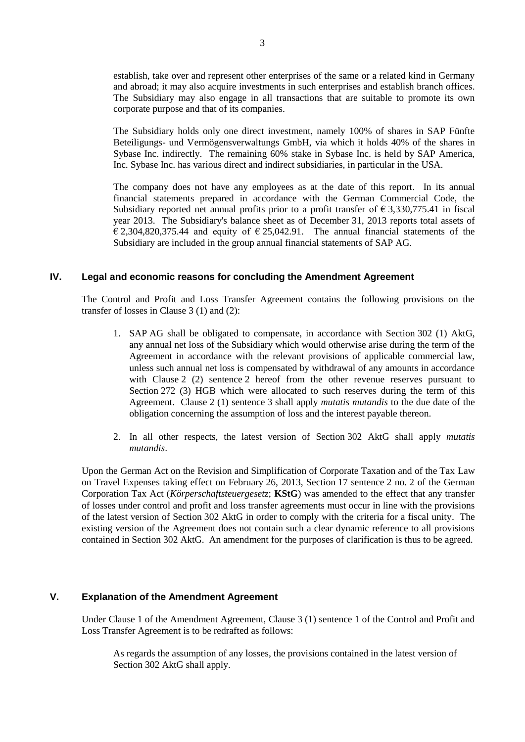establish, take over and represent other enterprises of the same or a related kind in Germany and abroad; it may also acquire investments in such enterprises and establish branch offices. The Subsidiary may also engage in all transactions that are suitable to promote its own corporate purpose and that of its companies.

The Subsidiary holds only one direct investment, namely 100% of shares in SAP Fünfte Beteiligungs- und Vermögensverwaltungs GmbH, via which it holds 40% of the shares in Sybase Inc. indirectly. The remaining 60% stake in Sybase Inc. is held by SAP America, Inc. Sybase Inc. has various direct and indirect subsidiaries, in particular in the USA.

The company does not have any employees as at the date of this report. In its annual financial statements prepared in accordance with the German Commercial Code, the Subsidiary reported net annual profits prior to a profit transfer of € 3,330,775.41 in fiscal year 2013. The Subsidiary's balance sheet as of December 31, 2013 reports total assets of € 2,304,820,375.44 and equity of € 25,042.91. The annual financial statements of the Subsidiary are included in the group annual financial statements of SAP AG.

## IV. Legal and economic reasons for concluding the Amendment Agreement

The Control and Profit and Loss Transfer Agreement contains the following provisions on the transfer of losses in Clause 3 (1) and (2):

1. SAP AG shall be obligated to compensate, in accordance with Section 302 (1) AktG, any annual net loss of the Subsidiary which would otherwise arise during the term of the Agreement in accordance with the relevant provisions of applicable commercial law, unless such annual net loss is compensated by withdrawal of any amounts in accordance with Clause 2 (2) sentence 2 hereof from the other revenue reserves pursuant to Section 272 (3) HGB which were allocated to such reserves during the term of this Agreement. Clause 2 (1) sentence 3 shall apply *mutatis mutandis* to the due date of the obligation concerning the assumption of loss and the interest payable thereon.

2. In all other respects, the latest version of Section 302 AktG shall apply *mutatis mutandis*.

Upon the German Act on the Revision and Simplification of Corporate Taxation and of the Tax Law on Travel Expenses taking effect on February 26, 2013, Section 17 sentence 2 no. 2 of the German Corporation Tax Act (*Körperschaftsteuergesetz*; **KStG**) was amended to the effect that any transfer of losses under control and profit and loss transfer agreements must occur in line with the provisions of the latest version of Section 302 AktG in order to comply with the criteria for a fiscal unity. The existing version of the Agreement does not contain such a clear dynamic reference to all provisions contained in Section 302 AktG. An amendment for the purposes of clarification is thus to be agreed.

## V. Explanation of the Amendment Agreement

Under Clause 1 of the Amendment Agreement, Clause 3 (1) sentence 1 of the Control and Profit and Loss Transfer Agreement is to be redrafted as follows:

> As regards the assumption of any losses, the provisions contained in the latest version of Section 302 AktG shall apply.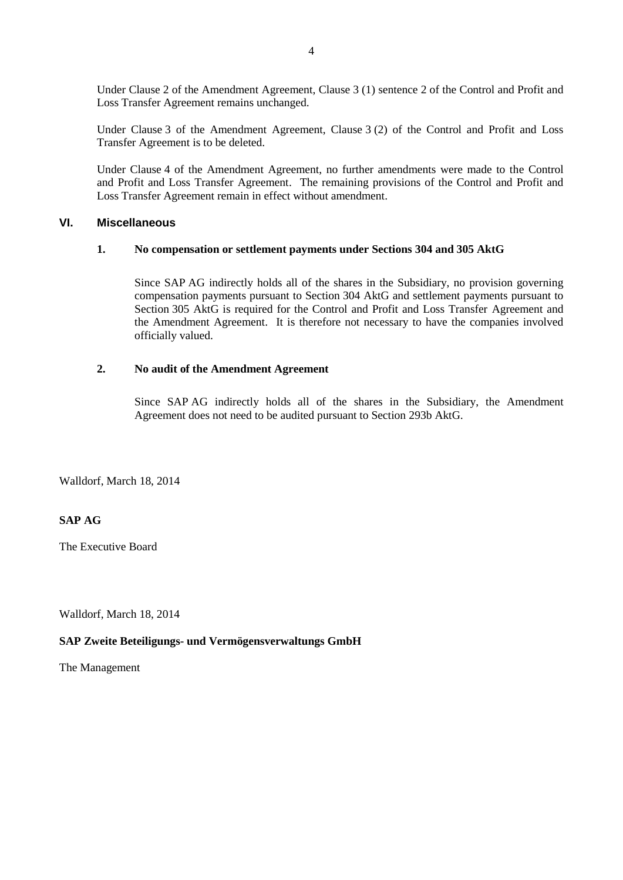Under Clause 2 of the Amendment Agreement, Clause 3 (1) sentence 2 of the Control and Profit and Loss Transfer Agreement remains unchanged.

Under Clause 3 of the Amendment Agreement, Clause 3 (2) of the Control and Profit and Loss Transfer Agreement is to be deleted.

Under Clause 4 of the Amendment Agreement, no further amendments were made to the Control and Profit and Loss Transfer Agreement. The remaining provisions of the Control and Profit and Loss Transfer Agreement remain in effect without amendment.

## VI. Miscellaneous

### 1. No compensation or settlement payments under Sections 304 and 305 AktG

Since SAP AG indirectly holds all of the shares in the Subsidiary, no provision governing compensation payments pursuant to Section 304 AktG and settlement payments pursuant to Section 305 AktG is required for the Control and Profit and Loss Transfer Agreement and the Amendment Agreement. It is therefore not necessary to have the companies involved officially valued.

### 2. No audit of the Amendment Agreement

Since SAP AG indirectly holds all of the shares in the Subsidiary, the Amendment Agreement does not need to be audited pursuant to Section 293b AktG.

Walldorf, March 18, 2014

**SAP AG**

The Executive Board

Walldorf, March 18, 2014

**SAP Zweite Beteiligungs- und Vermögensverwaltungs GmbH**

The Management